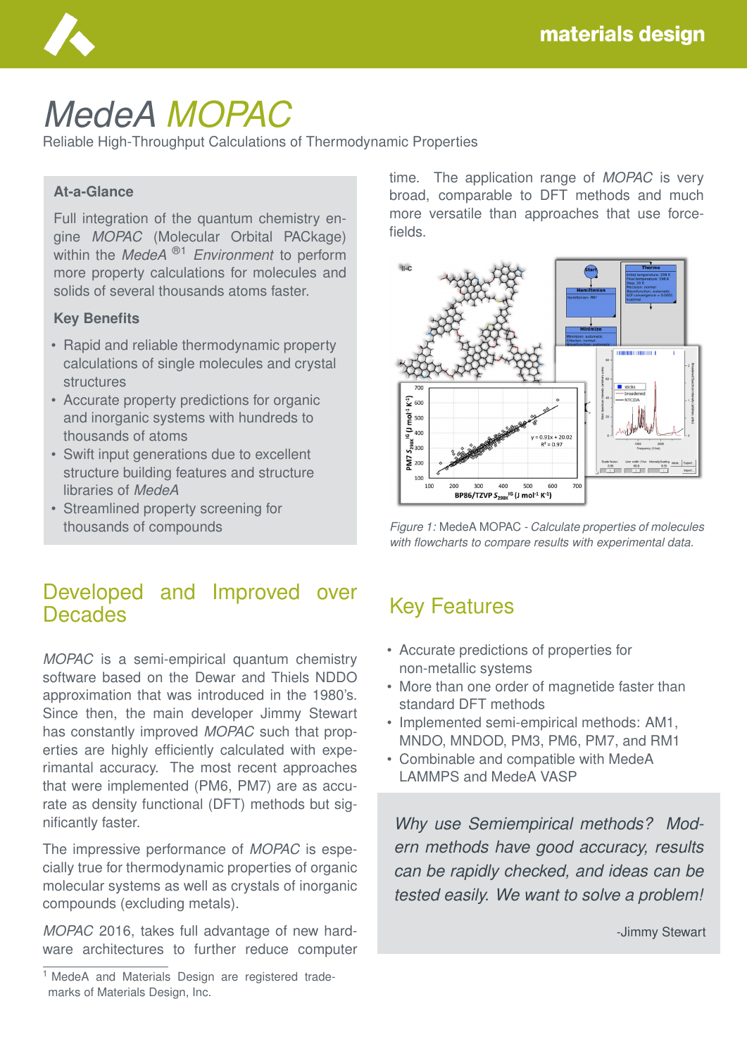# MedeA MOPAC

Reliable High-Throughput Calculations of Thermodynamic Properties

### At-a-Glance

Full integration of the quantum chemistry engine *MOPAC* (Molecular Orbital PACkage) within the *MedeA* ®[1] *Environment* to perform more property calculations for molecules and solids of several thousands atoms faster.

### Key Benefits

- Rapid and reliable thermodynamic property calculations of single molecules and crystal structures
- Accurate property predictions for organic and inorganic systems with hundreds to thousands of atoms
- Swift input generations due to excellent structure building features and structure libraries of *MedeA*
- Streamlined property screening for thousands of compounds

## Developed and Improved over Decades

*MOPAC* is a semi-empirical quantum chemistry software based on the Dewar and Thiels NDDO approximation that was introduced in the 1980's. Since then, the main developer Jimmy Stewart has constantly improved *MOPAC* such that properties are highly efficiently calculated with experimantal accuracy. The most recent approaches that were implemented (PM6, PM7) are as accurate as density functional (DFT) methods but significantly faster.

The impressive performance of *MOPAC* is especially true for thermodynamic properties of organic molecular systems as well as crystals of inorganic compounds (excluding metals).

*MOPAC* 2016, takes full advantage of new hardware architectures to further reduce computer time. The application range of *MOPAC* is very broad, comparable to DFT methods and much more versatile than approaches that use force-fields.

*Figure 1:* MedeA MOPAC - *Calculate properties of molecules with flowcharts to compare results with experimental data.*

## Key Features

- Accurate predictions of properties for non-metallic systems
- More than one order of magnetide faster than standard DFT methods
- Implemented semi-empirical methods: AM1, MNDO, MNDOD, PM3, PM6, PM7, and RM1
- Combinable and compatible with MedeA LAMMPS and MedeA VASP

*Why use Semiempirical methods? Modern methods have good accuracy, results can be rapidly checked, and ideas can be tested easily. We want to solve a problem!*

-Jimmy Stewart

[1] MedeA and Materials Design are registered trademarks of Materials Design, Inc.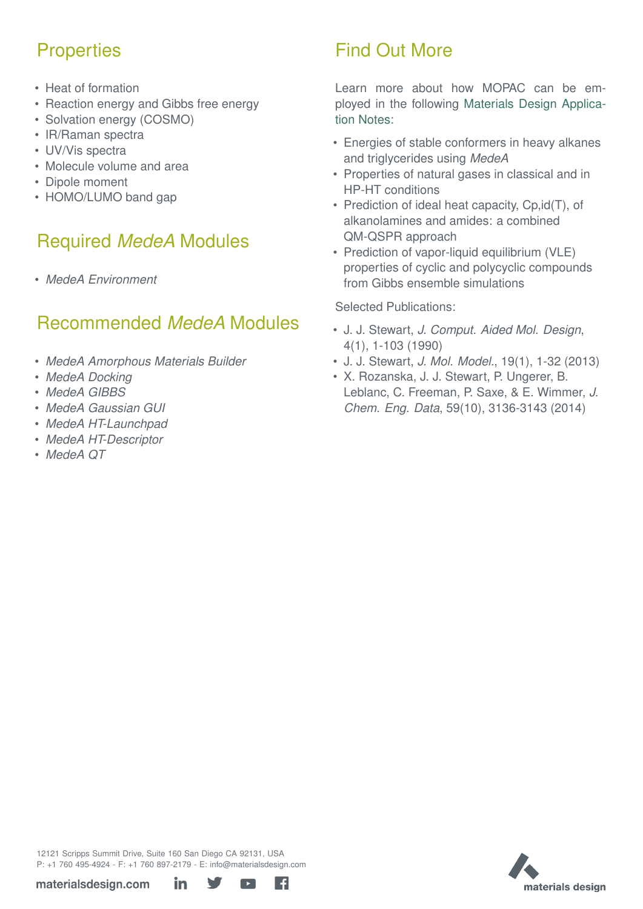## Properties

- Heat of formation
- Reaction energy and Gibbs free energy
- Solvation energy (COSMO)
- IR/Raman spectra
- UV/Vis spectra
- Molecule volume and area
- Dipole moment
- HOMO/LUMO band gap

## Required *MedeA* Modules

- *MedeA Environment*

## Recommended *MedeA* Modules

- *MedeA Amorphous Materials Builder*
- *MedeA Docking*
- *MedeA GIBBS*
- *MedeA Gaussian GUI*
- *MedeA HT-Launchpad*
- *MedeA HT-Descriptor*
- *MedeA QT*

## Find Out More

Learn more about how MOPAC can be employed in the following Materials Design Application Notes:

- Energies of stable conformers in heavy alkanes and triglycerides using *MedeA*
- Properties of natural gases in classical and in HP-HT conditions
- Prediction of ideal heat capacity, Cp,id(T), of alkanolamines and amides: a combined QM-QSPR approach
- Prediction of vapor-liquid equilibrium (VLE) properties of cyclic and polycyclic compounds from Gibbs ensemble simulations

Selected Publications:

- J. J. Stewart, *J. Comput. Aided Mol. Design*, 4(1), 1-103 (1990)
- J. J. Stewart, *J. Mol. Model.*, 19(1), 1-32 (2013)
- X. Rozanska, J. J. Stewart, P. Ungerer, B. Leblanc, C. Freeman, P. Saxe, & E. Wimmer, *J. Chem. Eng. Data*, 59(10), 3136-3143 (2014)

12121 Scripps Summit Drive, Suite 160 San Diego CA 92131, USA
P: +1 760 495-4924 - F: +1 760 897-2179 - E: info@materialsdesign.com

materialsdesign.com